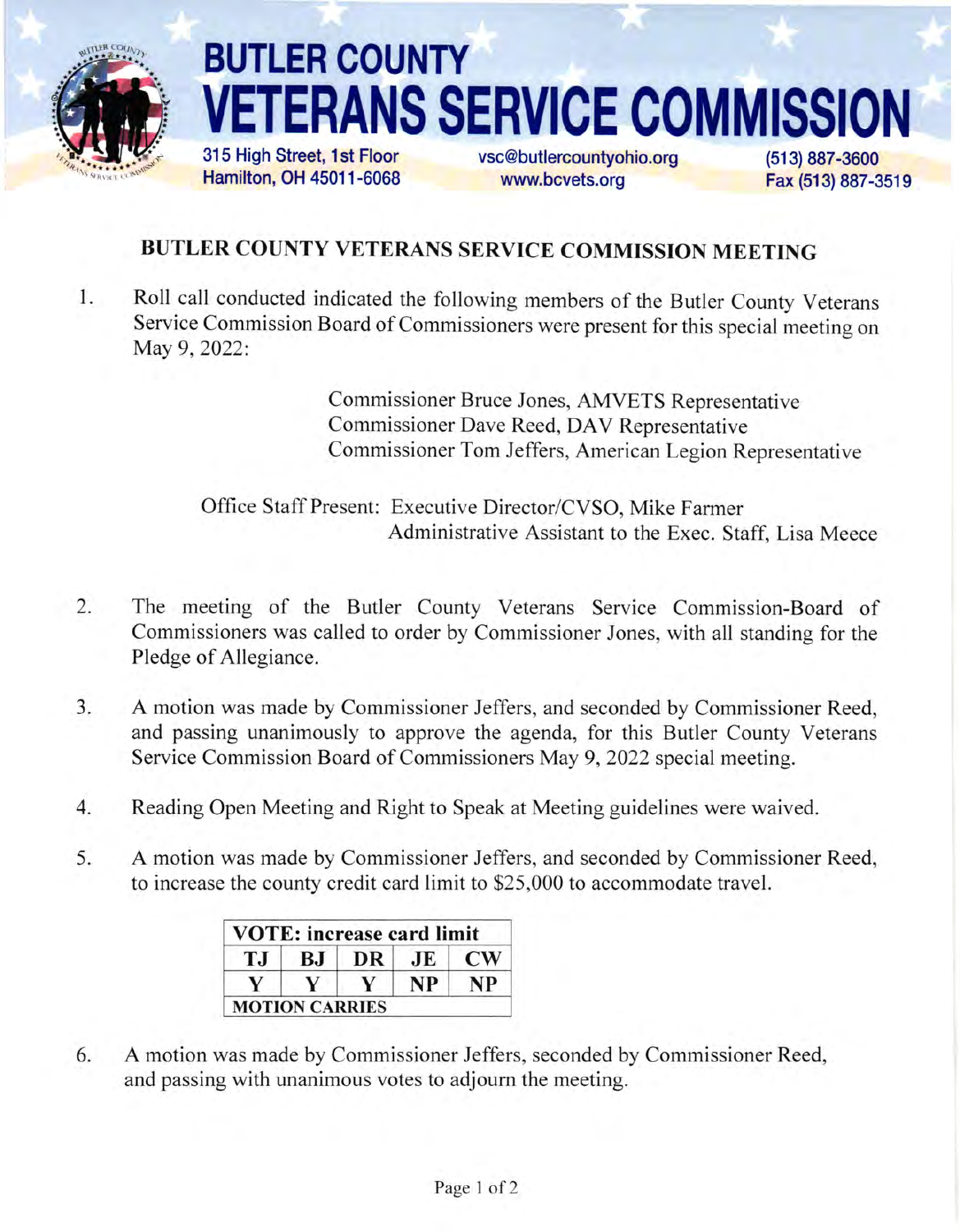# BUTLER COUNTY VETERANS SERVICE COMMISSION

315 High Street, 1st Floor
Hamilton, OH 45011-6068

vsc@butlercountyohio.org
www.bcvets.org

(513) 887-3600
Fax (513) 887-3519

## BUTLER COUNTY VETERANS SERVICE COMMISSION MEETING

1. Roll call conducted indicated the following members of the Butler County Veterans Service Commission Board of Commissioners were present for this special meeting on May 9, 2022:

   Commissioner Bruce Jones, AMVETS Representative
   Commissioner Dave Reed, DAV Representative
   Commissioner Tom Jeffers, American Legion Representative

   Office Staff Present: Executive Director/CVSO, Mike Farmer
   Administrative Assistant to the Exec. Staff, Lisa Meece

2. The meeting of the Butler County Veterans Service Commission-Board of Commissioners was called to order by Commissioner Jones, with all standing for the Pledge of Allegiance.

3. A motion was made by Commissioner Jeffers, and seconded by Commissioner Reed, and passing unanimously to approve the agenda, for this Butler County Veterans Service Commission Board of Commissioners May 9, 2022 special meeting.

4. Reading Open Meeting and Right to Speak at Meeting guidelines were waived.

5. A motion was made by Commissioner Jeffers, and seconded by Commissioner Reed, to increase the county credit card limit to $25,000 to accommodate travel.

| VOTE: increase card limit | | | | |
|---|---|---|---|---|
| TJ | BJ | DR | JE | CW |
| Y | Y | Y | NP | NP |
| MOTION CARRIES | | | | |

6. A motion was made by Commissioner Jeffers, seconded by Commissioner Reed, and passing with unanimous votes to adjourn the meeting.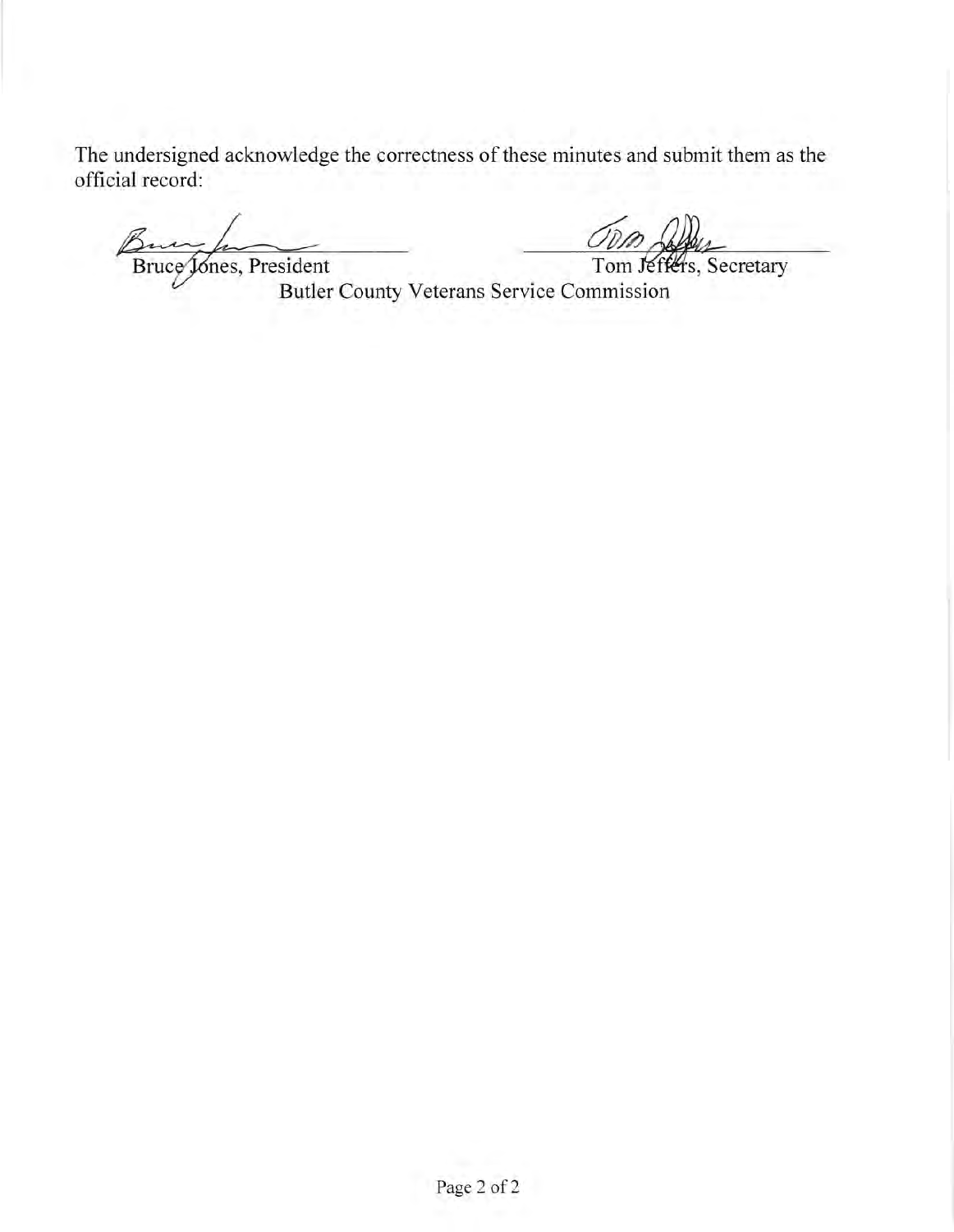The undersigned acknowledge the correctness of these minutes and submit them as the official record:

Bruce Jones, President

Tom Jeffers, Secretary

Butler County Veterans Service Commission